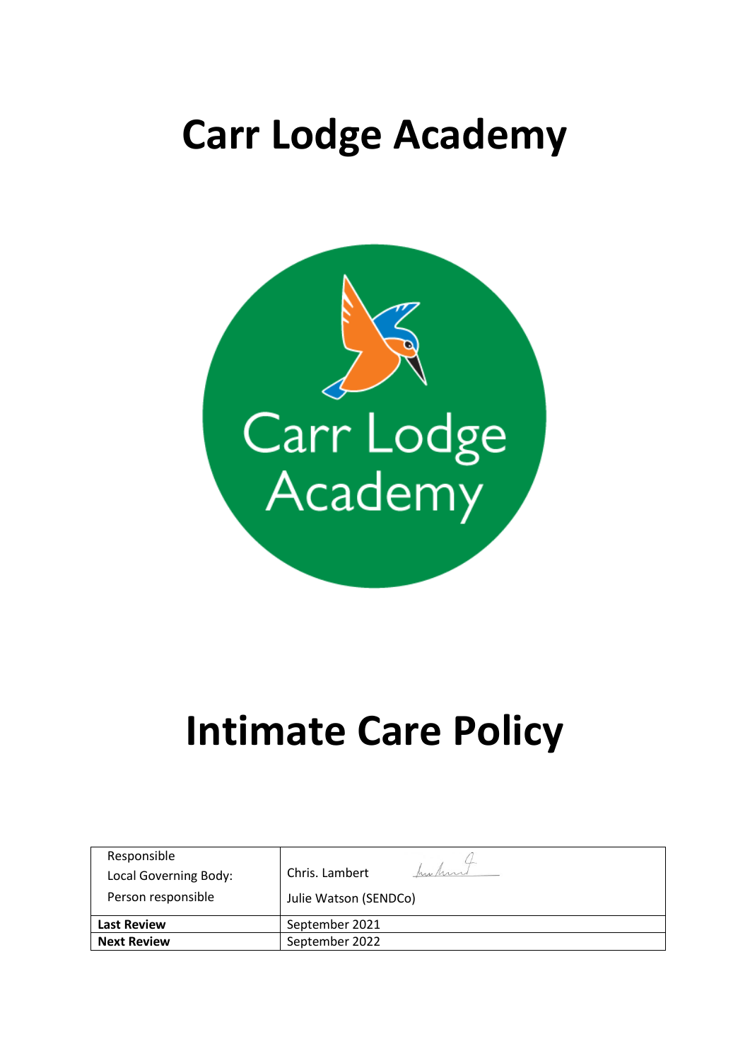# Carr Lodge Academy

# Intimate Care Policy

| Responsible<br>Local Governing Body:<br>Person responsible | Chris. Lambert<br>Julie Watson (SENDCo) |
|---|---|
| **Last Review** | September 2021 |
| **Next Review** | September 2022 |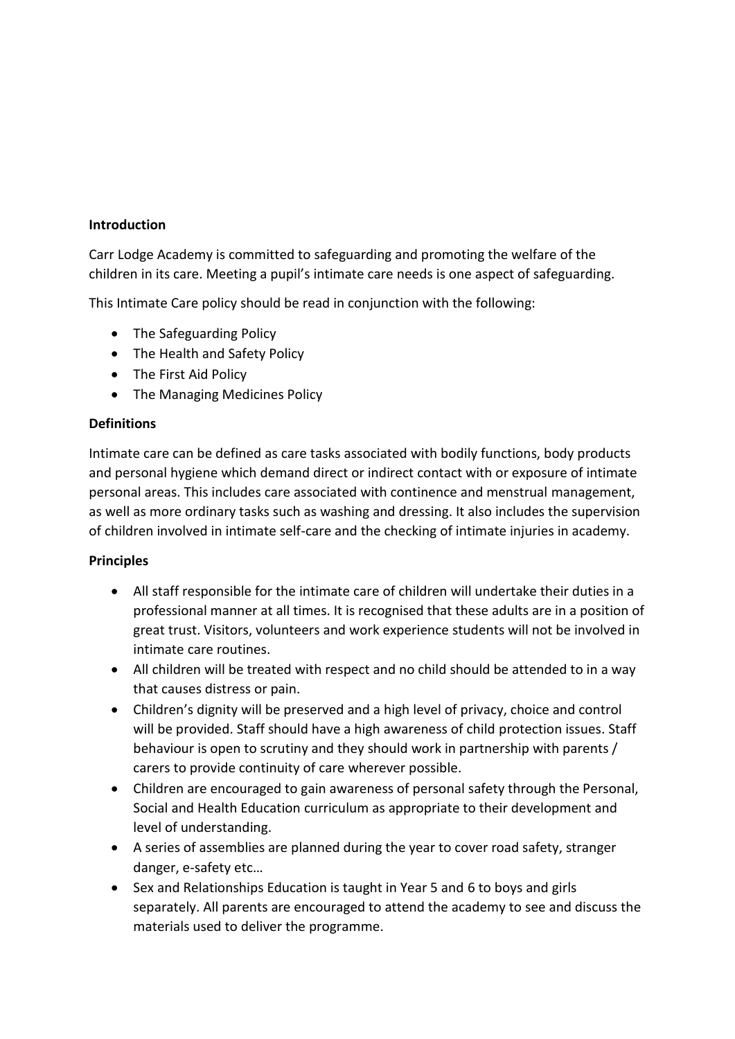**Introduction**

Carr Lodge Academy is committed to safeguarding and promoting the welfare of the children in its care. Meeting a pupil's intimate care needs is one aspect of safeguarding.

This Intimate Care policy should be read in conjunction with the following:

- The Safeguarding Policy
- The Health and Safety Policy
- The First Aid Policy
- The Managing Medicines Policy

**Definitions**

Intimate care can be defined as care tasks associated with bodily functions, body products and personal hygiene which demand direct or indirect contact with or exposure of intimate personal areas. This includes care associated with continence and menstrual management, as well as more ordinary tasks such as washing and dressing. It also includes the supervision of children involved in intimate self-care and the checking of intimate injuries in academy.

**Principles**

- All staff responsible for the intimate care of children will undertake their duties in a professional manner at all times. It is recognised that these adults are in a position of great trust. Visitors, volunteers and work experience students will not be involved in intimate care routines.
- All children will be treated with respect and no child should be attended to in a way that causes distress or pain.
- Children's dignity will be preserved and a high level of privacy, choice and control will be provided. Staff should have a high awareness of child protection issues. Staff behaviour is open to scrutiny and they should work in partnership with parents / carers to provide continuity of care wherever possible.
- Children are encouraged to gain awareness of personal safety through the Personal, Social and Health Education curriculum as appropriate to their development and level of understanding.
- A series of assemblies are planned during the year to cover road safety, stranger danger, e-safety etc…
- Sex and Relationships Education is taught in Year 5 and 6 to boys and girls separately. All parents are encouraged to attend the academy to see and discuss the materials used to deliver the programme.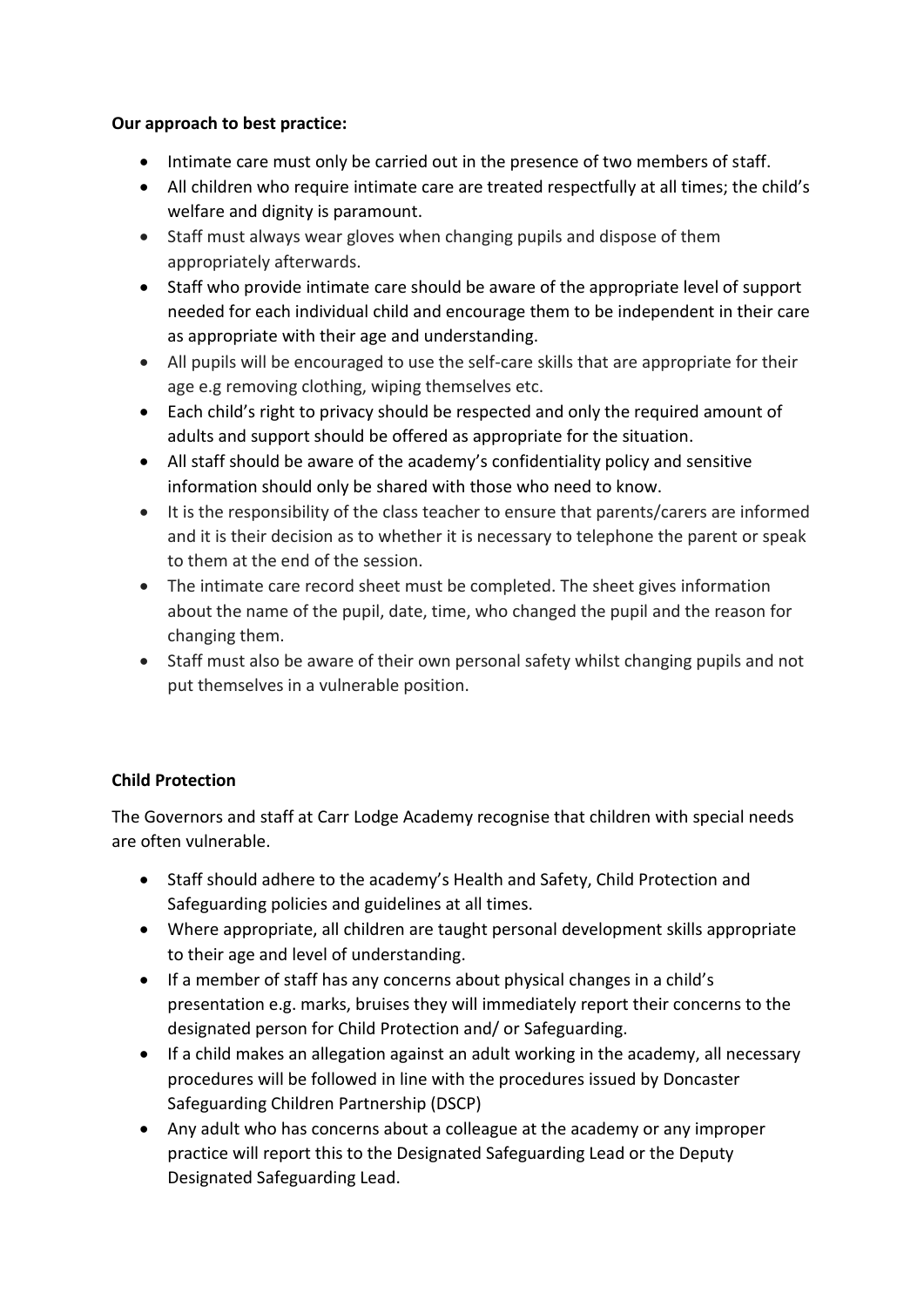**Our approach to best practice:**

- Intimate care must only be carried out in the presence of two members of staff.
- All children who require intimate care are treated respectfully at all times; the child's welfare and dignity is paramount.
- Staff must always wear gloves when changing pupils and dispose of them appropriately afterwards.
- Staff who provide intimate care should be aware of the appropriate level of support needed for each individual child and encourage them to be independent in their care as appropriate with their age and understanding.
- All pupils will be encouraged to use the self-care skills that are appropriate for their age e.g removing clothing, wiping themselves etc.
- Each child's right to privacy should be respected and only the required amount of adults and support should be offered as appropriate for the situation.
- All staff should be aware of the academy's confidentiality policy and sensitive information should only be shared with those who need to know.
- It is the responsibility of the class teacher to ensure that parents/carers are informed and it is their decision as to whether it is necessary to telephone the parent or speak to them at the end of the session.
- The intimate care record sheet must be completed. The sheet gives information about the name of the pupil, date, time, who changed the pupil and the reason for changing them.
- Staff must also be aware of their own personal safety whilst changing pupils and not put themselves in a vulnerable position.

**Child Protection**

The Governors and staff at Carr Lodge Academy recognise that children with special needs are often vulnerable.

- Staff should adhere to the academy's Health and Safety, Child Protection and Safeguarding policies and guidelines at all times.
- Where appropriate, all children are taught personal development skills appropriate to their age and level of understanding.
- If a member of staff has any concerns about physical changes in a child's presentation e.g. marks, bruises they will immediately report their concerns to the designated person for Child Protection and/ or Safeguarding.
- If a child makes an allegation against an adult working in the academy, all necessary procedures will be followed in line with the procedures issued by Doncaster Safeguarding Children Partnership (DSCP)
- Any adult who has concerns about a colleague at the academy or any improper practice will report this to the Designated Safeguarding Lead or the Deputy Designated Safeguarding Lead.